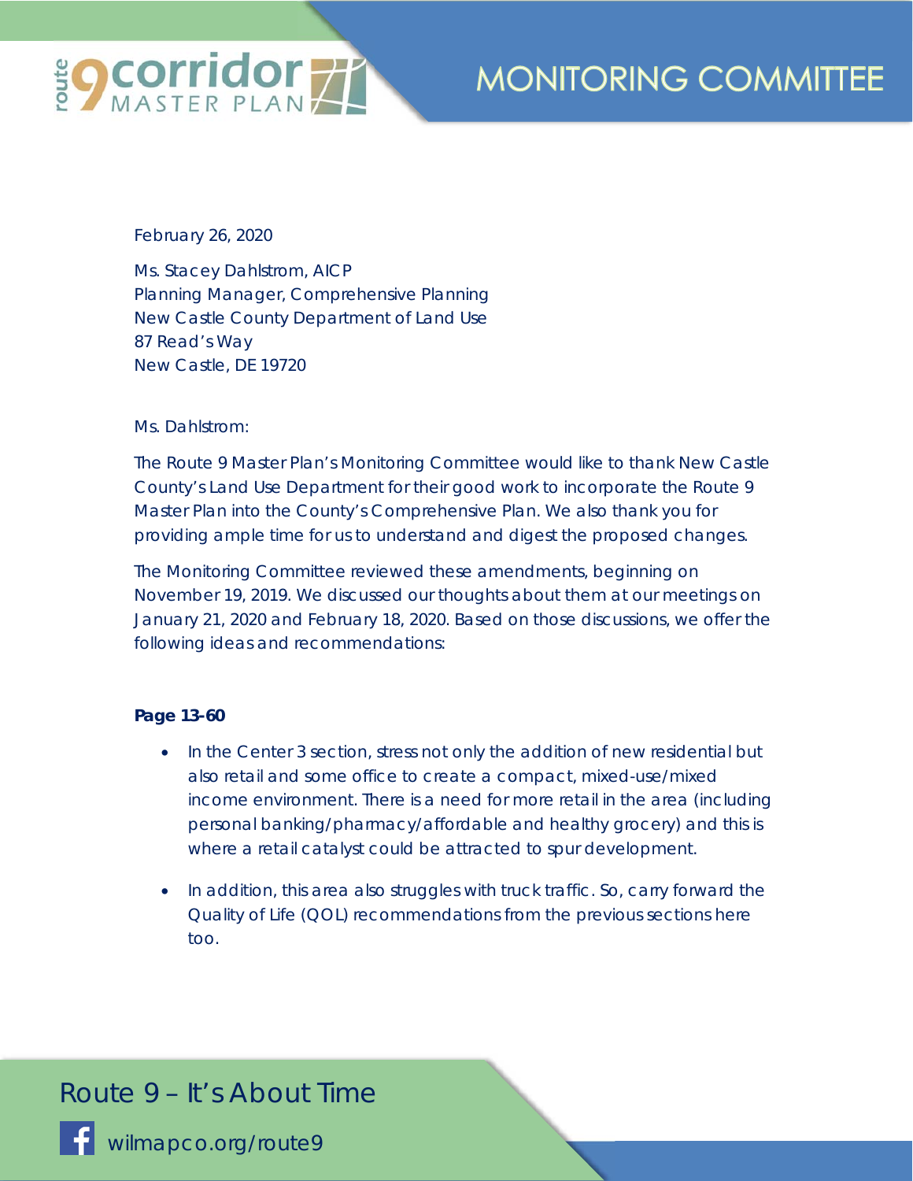February 26, 2020

Ms. Stacey Dahlstrom, AICP
Planning Manager, Comprehensive Planning
New Castle County Department of Land Use
87 Read's Way
New Castle, DE 19720

Ms. Dahlstrom:

The Route 9 Master Plan's Monitoring Committee would like to thank New Castle County's Land Use Department for their good work to incorporate the Route 9 Master Plan into the County's Comprehensive Plan. We also thank you for providing ample time for us to understand and digest the proposed changes.

The Monitoring Committee reviewed these amendments, beginning on November 19, 2019. We discussed our thoughts about them at our meetings on January 21, 2020 and February 18, 2020. Based on those discussions, we offer the following ideas and recommendations:

**Page 13-60**

- In the Center 3 section, stress not only the addition of new residential but also retail and some office to create a compact, mixed-use/mixed income environment. There is a need for more retail in the area (including personal banking/pharmacy/affordable and healthy grocery) and this is where a retail catalyst could be attracted to spur development.
- In addition, this area also struggles with truck traffic. So, carry forward the Quality of Life (QOL) recommendations from the previous sections here too.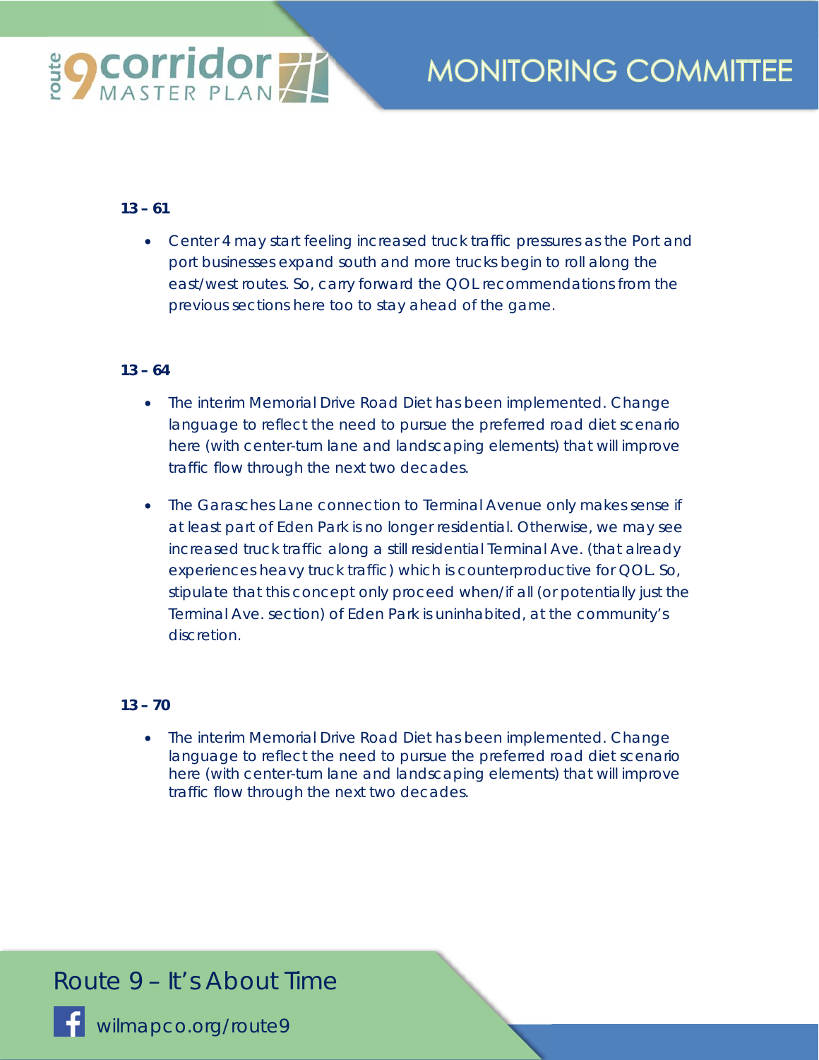**13 – 61**

- Center 4 may start feeling increased truck traffic pressures as the Port and port businesses expand south and more trucks begin to roll along the east/west routes. So, carry forward the QOL recommendations from the previous sections here too to stay ahead of the game.

**13 – 64**

- The interim Memorial Drive Road Diet has been implemented. Change language to reflect the need to pursue the preferred road diet scenario here (with center-turn lane and landscaping elements) that will improve traffic flow through the next two decades.
- The Garasches Lane connection to Terminal Avenue only makes sense if at least part of Eden Park is no longer residential. Otherwise, we may see increased truck traffic along a still residential Terminal Ave. (that already experiences heavy truck traffic) which is counterproductive for QOL. So, stipulate that this concept only proceed when/if all (or potentially just the Terminal Ave. section) of Eden Park is uninhabited, at the community's discretion.

**13 – 70**

- The interim Memorial Drive Road Diet has been implemented. Change language to reflect the need to pursue the preferred road diet scenario here (with center-turn lane and landscaping elements) that will improve traffic flow through the next two decades.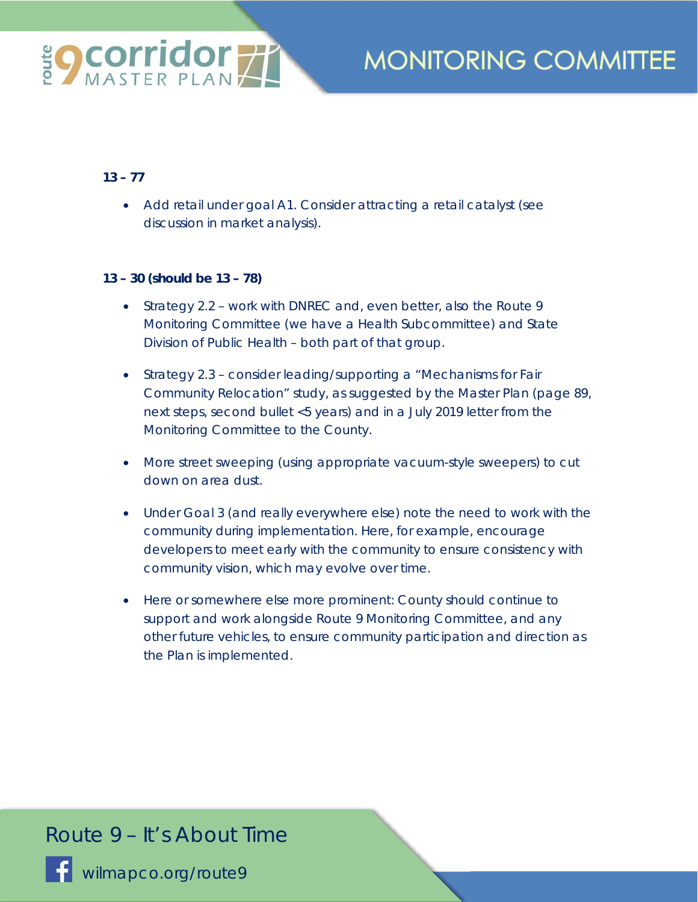**13 – 77**

- Add retail under goal A1. Consider attracting a retail catalyst (see discussion in market analysis).

**13 – 30 (should be 13 – 78)**

- Strategy 2.2 – work with DNREC and, even better, also the Route 9 Monitoring Committee (we have a Health Subcommittee) and State Division of Public Health – both part of that group.
- Strategy 2.3 – consider leading/supporting a "Mechanisms for Fair Community Relocation" study, as suggested by the Master Plan (page 89, next steps, second bullet <5 years) and in a July 2019 letter from the Monitoring Committee to the County.
- More street sweeping (using appropriate vacuum-style sweepers) to cut down on area dust.
- Under Goal 3 (and really everywhere else) note the need to work with the community during implementation. Here, for example, encourage developers to meet early with the community to ensure consistency with community vision, which may evolve over time.
- Here or somewhere else more prominent: County should continue to support and work alongside Route 9 Monitoring Committee, and any other future vehicles, to ensure community participation and direction as the Plan is implemented.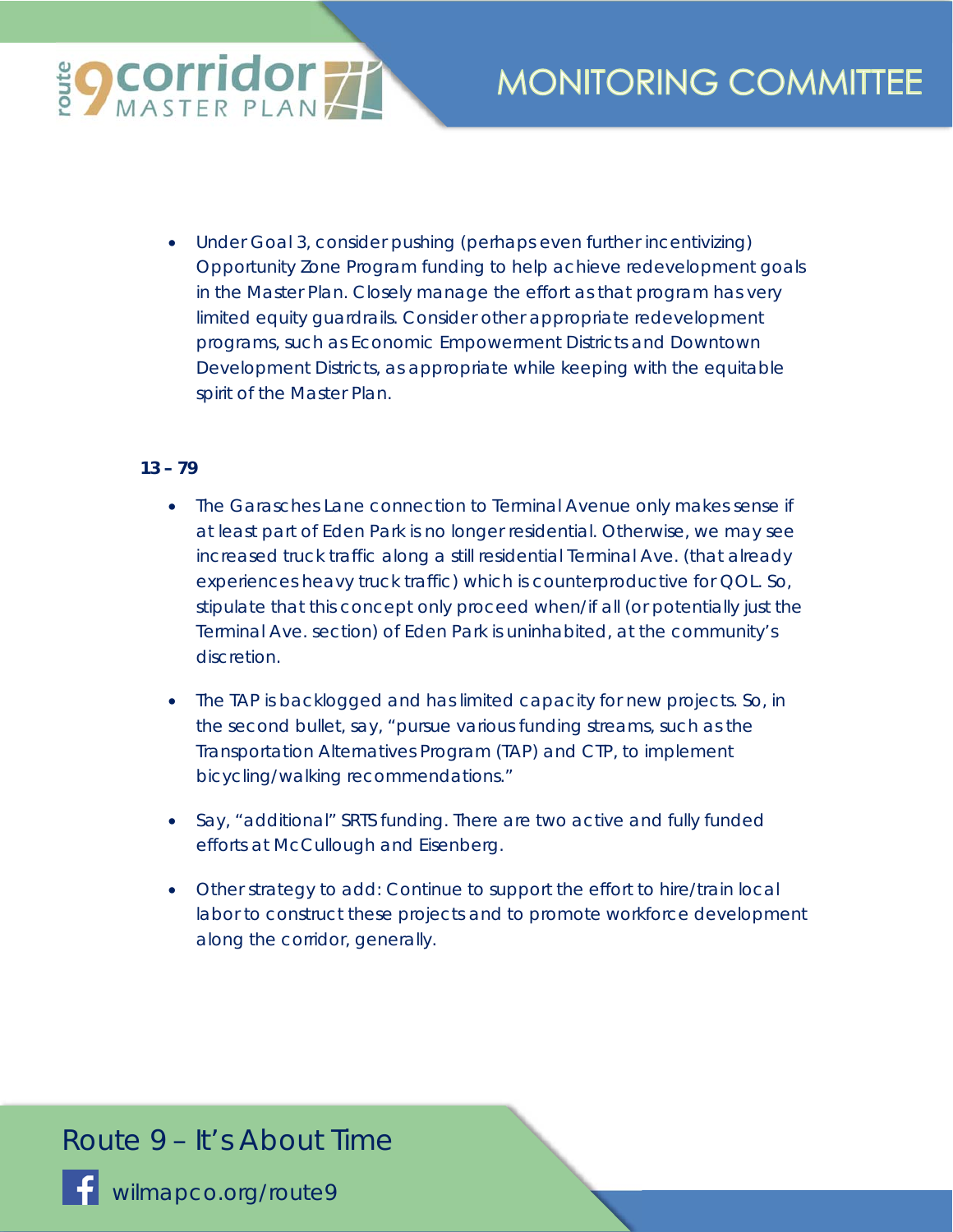- Under Goal 3, consider pushing (perhaps even further incentivizing) Opportunity Zone Program funding to help achieve redevelopment goals in the Master Plan. Closely manage the effort as that program has very limited equity guardrails. Consider other appropriate redevelopment programs, such as Economic Empowerment Districts and Downtown Development Districts, as appropriate while keeping with the equitable spirit of the Master Plan.

**13 – 79**

- The Garasches Lane connection to Terminal Avenue only makes sense if at least part of Eden Park is no longer residential. Otherwise, we may see increased truck traffic along a still residential Terminal Ave. (that already experiences heavy truck traffic) which is counterproductive for QOL. So, stipulate that this concept only proceed when/if all (or potentially just the Terminal Ave. section) of Eden Park is uninhabited, at the community's discretion.
- The TAP is backlogged and has limited capacity for new projects. So, in the second bullet, say, "pursue various funding streams, such as the Transportation Alternatives Program (TAP) and CTP, to implement bicycling/walking recommendations."
- Say, "additional" SRTS funding. There are two active and fully funded efforts at McCullough and Eisenberg.
- Other strategy to add: Continue to support the effort to hire/train local labor to construct these projects and to promote workforce development along the corridor, generally.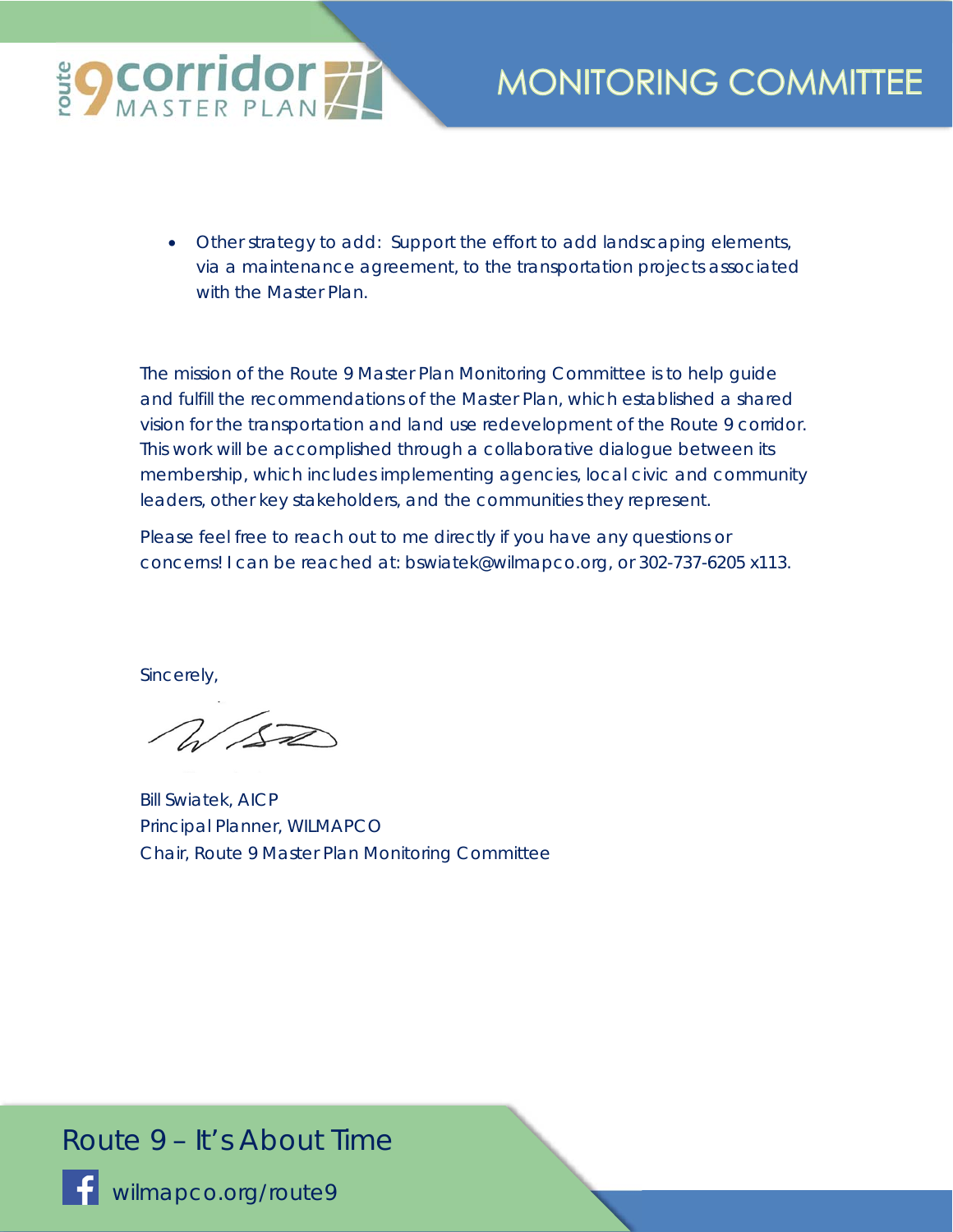- Other strategy to add: Support the effort to add landscaping elements, via a maintenance agreement, to the transportation projects associated with the Master Plan.

The mission of the Route 9 Master Plan Monitoring Committee is to help guide and fulfill the recommendations of the Master Plan, which established a shared vision for the transportation and land use redevelopment of the Route 9 corridor. This work will be accomplished through a collaborative dialogue between its membership, which includes implementing agencies, local civic and community leaders, other key stakeholders, and the communities they represent.

Please feel free to reach out to me directly if you have any questions or concerns! I can be reached at: bswiatek@wilmapco.org, or 302-737-6205 x113.

Sincerely,

Bill Swiatek, AICP
Principal Planner, WILMAPCO
Chair, Route 9 Master Plan Monitoring Committee